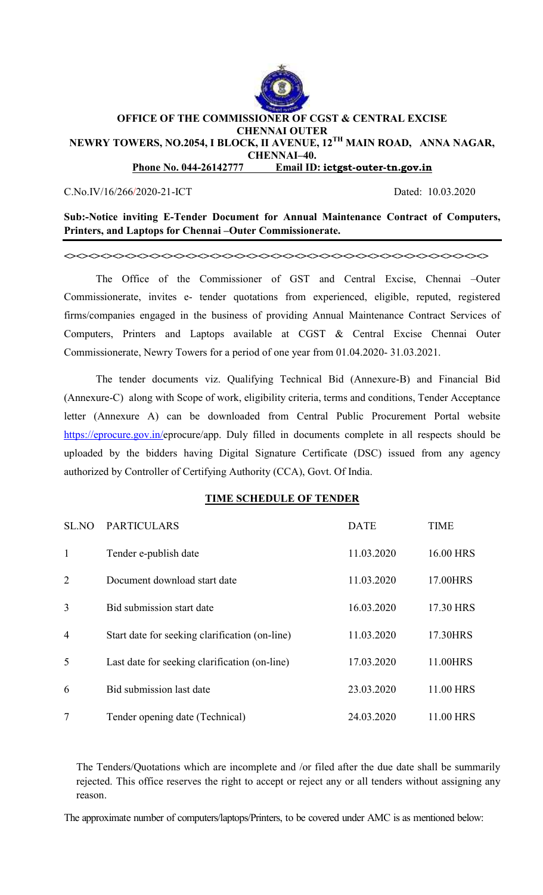**OFFICE OF THE COMMISSIONER OF CGST & CENTRAL EXCISE**
**CHENNAI OUTER**
**NEWRY TOWERS, NO.2054, I BLOCK, II AVENUE, 12TH MAIN ROAD, ANNA NAGAR, CHENNAI–40.**
**Phone No. 044-26142777 Email ID: ictgst-outer-tn.gov.in**

C.No.IV/16/266/2020-21-ICT Dated: 10.03.2020

**Sub:-Notice inviting E-Tender Document for Annual Maintenance Contract of Computers, Printers, and Laptops for Chennai –Outer Commissionerate.**

<><><><><><><><><><><><><><><><><><><><><><><><><><><><><><><><><><><><><><><><><><>

The Office of the Commissioner of GST and Central Excise, Chennai –Outer Commissionerate, invites e- tender quotations from experienced, eligible, reputed, registered firms/companies engaged in the business of providing Annual Maintenance Contract Services of Computers, Printers and Laptops available at CGST & Central Excise Chennai Outer Commissionerate, Newry Towers for a period of one year from 01.04.2020- 31.03.2021.

The tender documents viz. Qualifying Technical Bid (Annexure-B) and Financial Bid (Annexure-C) along with Scope of work, eligibility criteria, terms and conditions, Tender Acceptance letter (Annexure A) can be downloaded from Central Public Procurement Portal website https://eprocure.gov.in/eprocure/app. Duly filled in documents complete in all respects should be uploaded by the bidders having Digital Signature Certificate (DSC) issued from any agency authorized by Controller of Certifying Authority (CCA), Govt. Of India.

**TIME SCHEDULE OF TENDER**

| SL.NO | PARTICULARS | DATE | TIME |
|---|---|---|---|
| 1 | Tender e-publish date | 11.03.2020 | 16.00 HRS |
| 2 | Document download start date | 11.03.2020 | 17.00HRS |
| 3 | Bid submission start date | 16.03.2020 | 17.30 HRS |
| 4 | Start date for seeking clarification (on-line) | 11.03.2020 | 17.30HRS |
| 5 | Last date for seeking clarification (on-line) | 17.03.2020 | 11.00HRS |
| 6 | Bid submission last date | 23.03.2020 | 11.00 HRS |
| 7 | Tender opening date (Technical) | 24.03.2020 | 11.00 HRS |

The Tenders/Quotations which are incomplete and /or filed after the due date shall be summarily rejected. This office reserves the right to accept or reject any or all tenders without assigning any reason.

The approximate number of computers/laptops/Printers, to be covered under AMC is as mentioned below: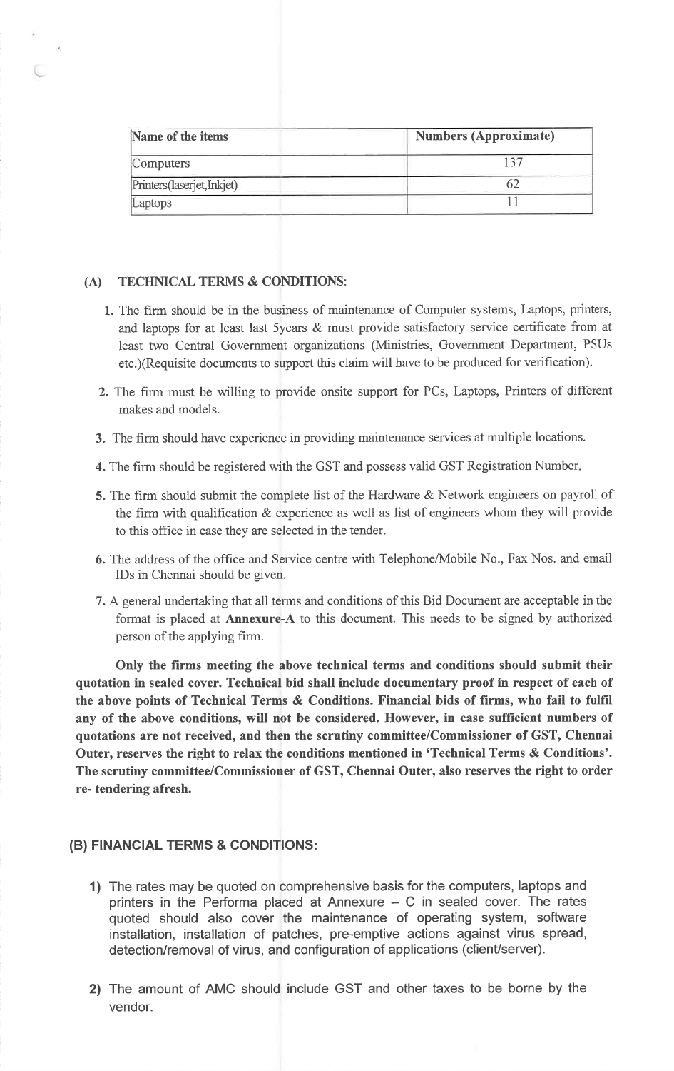| Name of the items | Numbers (Approximate) |
|---|---|
| Computers | 137 |
| Printers(laserjet,Inkjet) | 62 |
| Laptops | 11 |

## (A) TECHNICAL TERMS & CONDITIONS:

1. The firm should be in the business of maintenance of Computer systems, Laptops, printers, and laptops for at least last 5years & must provide satisfactory service certificate from at least two Central Government organizations (Ministries, Government Department, PSUs etc.)(Requisite documents to support this claim will have to be produced for verification).
2. The firm must be willing to provide onsite support for PCs, Laptops, Printers of different makes and models.
3. The firm should have experience in providing maintenance services at multiple locations.
4. The firm should be registered with the GST and possess valid GST Registration Number.
5. The firm should submit the complete list of the Hardware & Network engineers on payroll of the firm with qualification & experience as well as list of engineers whom they will provide to this office in case they are selected in the tender.
6. The address of the office and Service centre with Telephone/Mobile No., Fax Nos. and email IDs in Chennai should be given.
7. A general undertaking that all terms and conditions of this Bid Document are acceptable in the format is placed at **Annexure-A** to this document. This needs to be signed by authorized person of the applying firm.

**Only the firms meeting the above technical terms and conditions should submit their quotation in sealed cover. Technical bid shall include documentary proof in respect of each of the above points of Technical Terms & Conditions. Financial bids of firms, who fail to fulfil any of the above conditions, will not be considered. However, in case sufficient numbers of quotations are not received, and then the scrutiny committee/Commissioner of GST, Chennai Outer, reserves the right to relax the conditions mentioned in 'Technical Terms & Conditions'. The scrutiny committee/Commissioner of GST, Chennai Outer, also reserves the right to order re- tendering afresh.**

## (B) FINANCIAL TERMS & CONDITIONS:

1) The rates may be quoted on comprehensive basis for the computers, laptops and printers in the Performa placed at Annexure – C in sealed cover. The rates quoted should also cover the maintenance of operating system, software installation, installation of patches, pre-emptive actions against virus spread, detection/removal of virus, and configuration of applications (client/server).

2) The amount of AMC should include GST and other taxes to be borne by the vendor.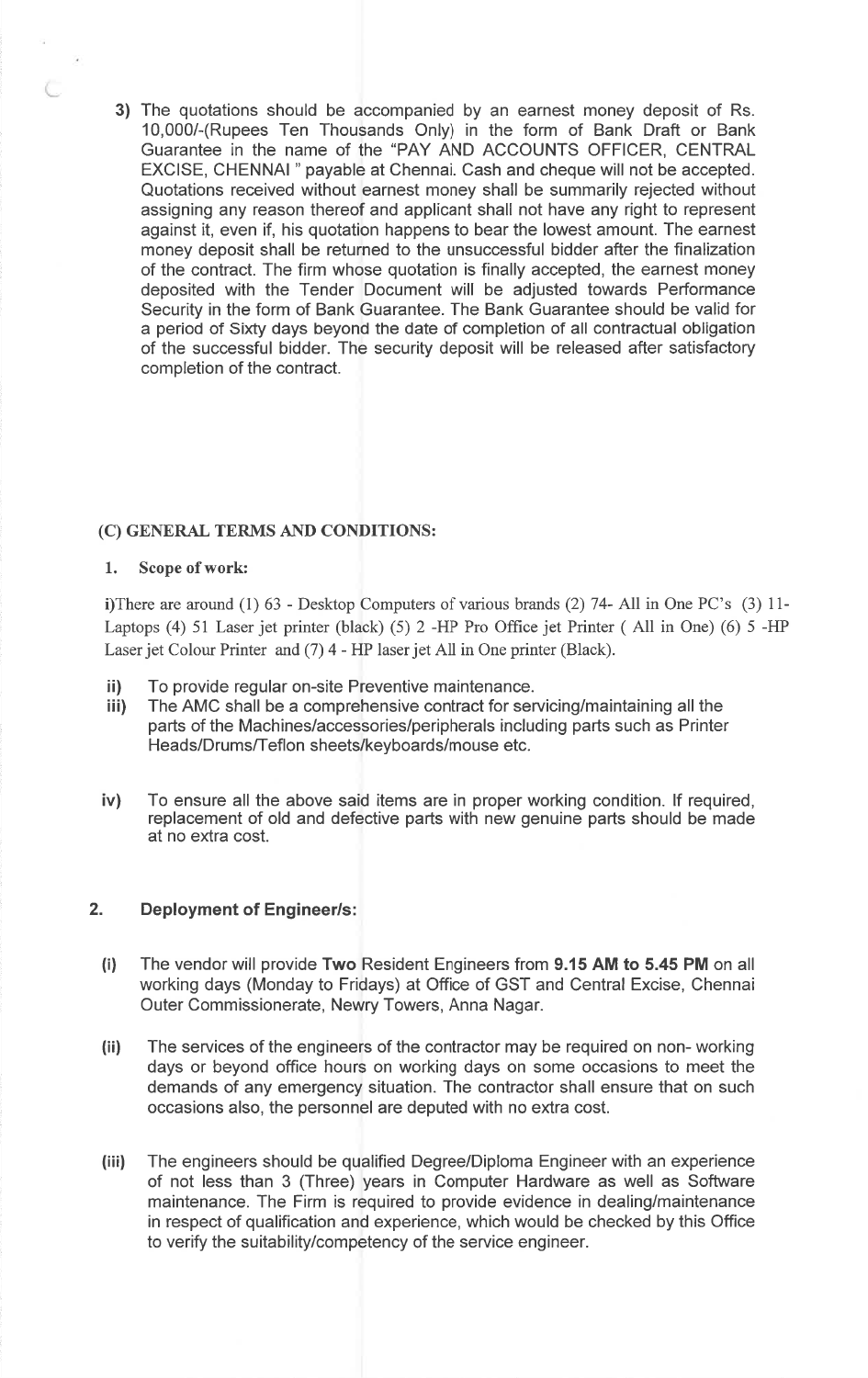3) The quotations should be accompanied by an earnest money deposit of Rs. 10,000/-(Rupees Ten Thousands Only) in the form of Bank Draft or Bank Guarantee in the name of the "PAY AND ACCOUNTS OFFICER, CENTRAL EXCISE, CHENNAI " payable at Chennai. Cash and cheque will not be accepted. Quotations received without earnest money shall be summarily rejected without assigning any reason thereof and applicant shall not have any right to represent against it, even if, his quotation happens to bear the lowest amount. The earnest money deposit shall be returned to the unsuccessful bidder after the finalization of the contract. The firm whose quotation is finally accepted, the earnest money deposited with the Tender Document will be adjusted towards Performance Security in the form of Bank Guarantee. The Bank Guarantee should be valid for a period of Sixty days beyond the date of completion of all contractual obligation of the successful bidder. The security deposit will be released after satisfactory completion of the contract.

## (C) GENERAL TERMS AND CONDITIONS:

### 1. Scope of work:

i) There are around (1) 63 - Desktop Computers of various brands (2) 74- All in One PC's (3) 11- Laptops (4) 51 Laser jet printer (black) (5) 2 -HP Pro Office jet Printer ( All in One) (6) 5 -HP Laser jet Colour Printer and (7) 4 - HP laser jet All in One printer (Black).

ii) To provide regular on-site Preventive maintenance.

iii) The AMC shall be a comprehensive contract for servicing/maintaining all the parts of the Machines/accessories/peripherals including parts such as Printer Heads/Drums/Teflon sheets/keyboards/mouse etc.

iv) To ensure all the above said items are in proper working condition. If required, replacement of old and defective parts with new genuine parts should be made at no extra cost.

### 2. Deployment of Engineer/s:

(i) The vendor will provide **Two** Resident Engineers from **9.15 AM to 5.45 PM** on all working days (Monday to Fridays) at Office of GST and Central Excise, Chennai Outer Commissionerate, Newry Towers, Anna Nagar.

(ii) The services of the engineers of the contractor may be required on non- working days or beyond office hours on working days on some occasions to meet the demands of any emergency situation. The contractor shall ensure that on such occasions also, the personnel are deputed with no extra cost.

(iii) The engineers should be qualified Degree/Diploma Engineer with an experience of not less than 3 (Three) years in Computer Hardware as well as Software maintenance. The Firm is required to provide evidence in dealing/maintenance in respect of qualification and experience, which would be checked by this Office to verify the suitability/competency of the service engineer.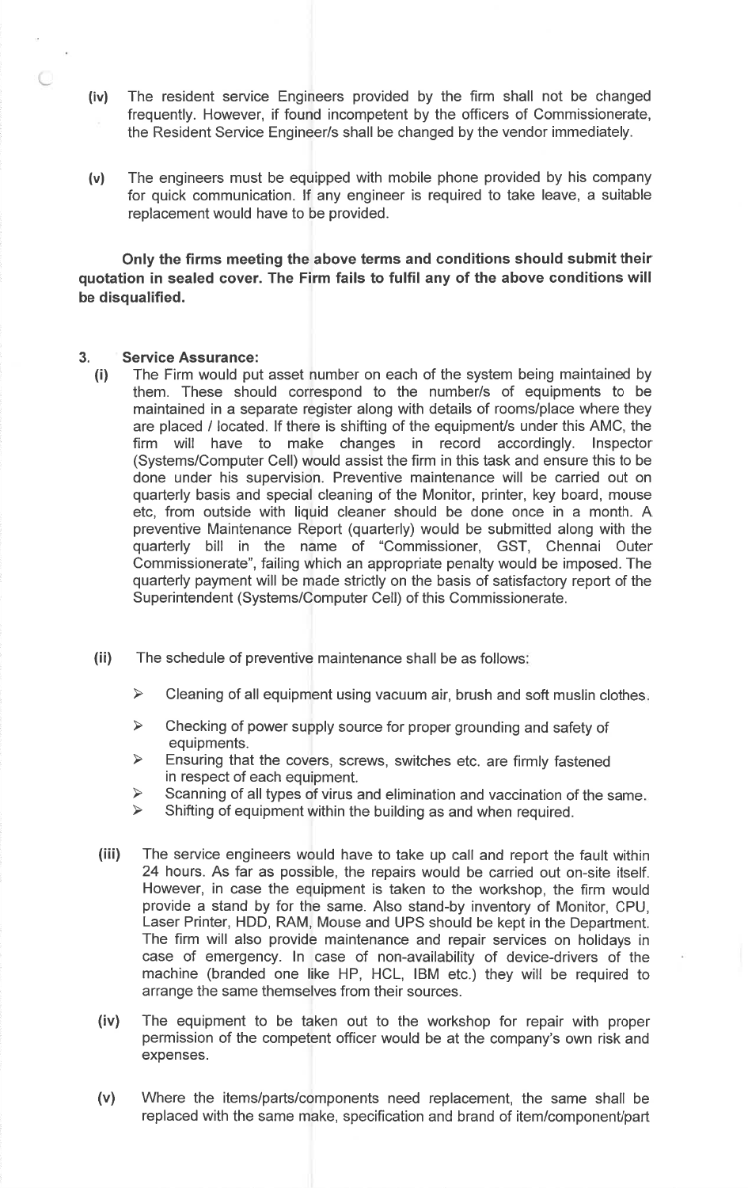(iv) The resident service Engineers provided by the firm shall not be changed frequently. However, if found incompetent by the officers of Commissionerate, the Resident Service Engineer/s shall be changed by the vendor immediately.

(v) The engineers must be equipped with mobile phone provided by his company for quick communication. If any engineer is required to take leave, a suitable replacement would have to be provided.

**Only the firms meeting the above terms and conditions should submit their quotation in sealed cover. The Firm fails to fulfil any of the above conditions will be disqualified.**

**3. Service Assurance:**

(i) The Firm would put asset number on each of the system being maintained by them. These should correspond to the number/s of equipments to be maintained in a separate register along with details of rooms/place where they are placed / located. If there is shifting of the equipment/s under this AMC, the firm will have to make changes in record accordingly. Inspector (Systems/Computer Cell) would assist the firm in this task and ensure this to be done under his supervision. Preventive maintenance will be carried out on quarterly basis and special cleaning of the Monitor, printer, key board, mouse etc, from outside with liquid cleaner should be done once in a month. A preventive Maintenance Report (quarterly) would be submitted along with the quarterly bill in the name of "Commissioner, GST, Chennai Outer Commissionerate", failing which an appropriate penalty would be imposed. The quarterly payment will be made strictly on the basis of satisfactory report of the Superintendent (Systems/Computer Cell) of this Commissionerate.

(ii) The schedule of preventive maintenance shall be as follows:

- Cleaning of all equipment using vacuum air, brush and soft muslin clothes.
- Checking of power supply source for proper grounding and safety of equipments.
- Ensuring that the covers, screws, switches etc. are firmly fastened in respect of each equipment.
- Scanning of all types of virus and elimination and vaccination of the same.
- Shifting of equipment within the building as and when required.

(iii) The service engineers would have to take up call and report the fault within 24 hours. As far as possible, the repairs would be carried out on-site itself. However, in case the equipment is taken to the workshop, the firm would provide a stand by for the same. Also stand-by inventory of Monitor, CPU, Laser Printer, HDD, RAM, Mouse and UPS should be kept in the Department. The firm will also provide maintenance and repair services on holidays in case of emergency. In case of non-availability of device-drivers of the machine (branded one like HP, HCL, IBM etc.) they will be required to arrange the same themselves from their sources.

(iv) The equipment to be taken out to the workshop for repair with proper permission of the competent officer would be at the company's own risk and expenses.

(v) Where the items/parts/components need replacement, the same shall be replaced with the same make, specification and brand of item/component/part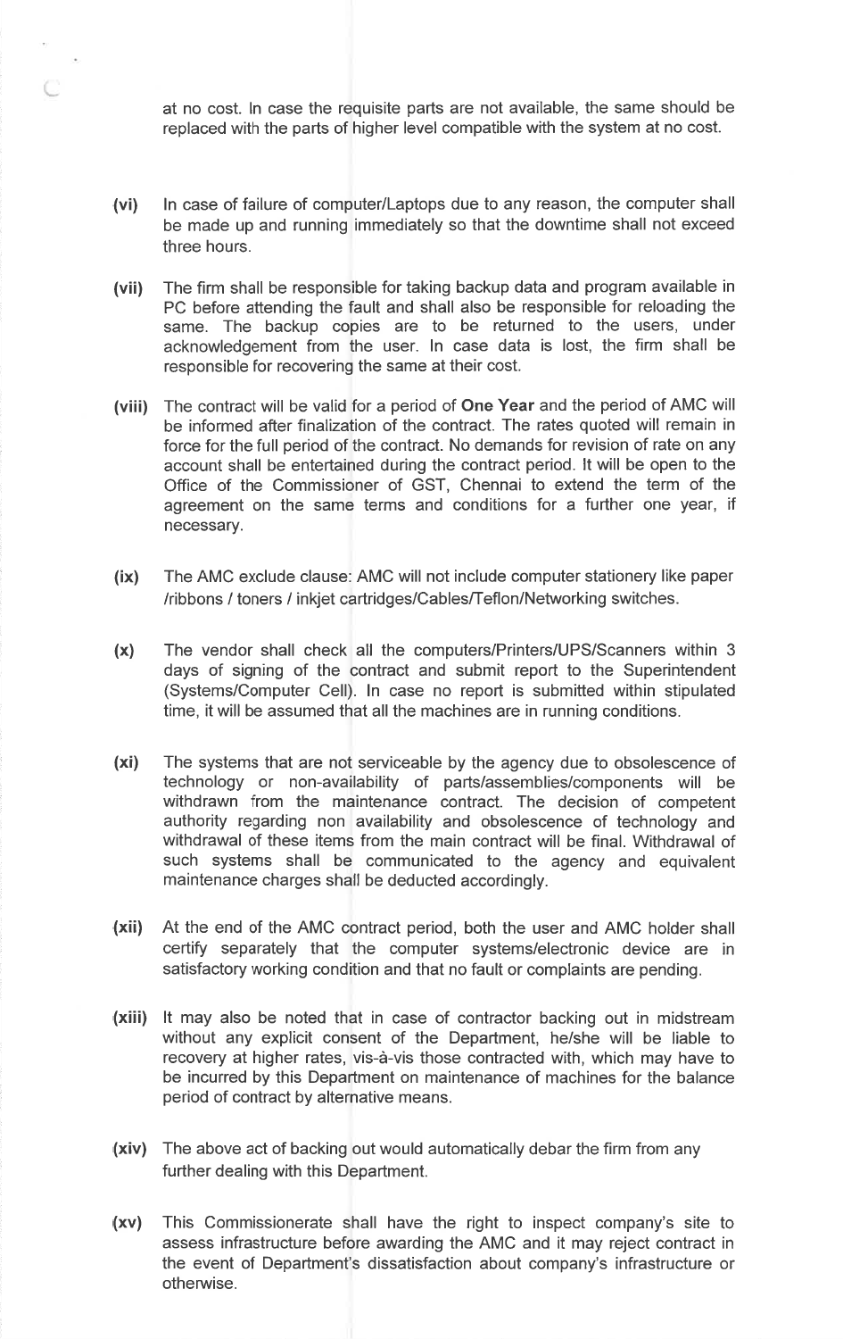at no cost. In case the requisite parts are not available, the same should be replaced with the parts of higher level compatible with the system at no cost.

**(vi)** In case of failure of computer/Laptops due to any reason, the computer shall be made up and running immediately so that the downtime shall not exceed three hours.

**(vii)** The firm shall be responsible for taking backup data and program available in PC before attending the fault and shall also be responsible for reloading the same. The backup copies are to be returned to the users, under acknowledgement from the user. In case data is lost, the firm shall be responsible for recovering the same at their cost.

**(viii)** The contract will be valid for a period of **One Year** and the period of AMC will be informed after finalization of the contract. The rates quoted will remain in force for the full period of the contract. No demands for revision of rate on any account shall be entertained during the contract period. It will be open to the Office of the Commissioner of GST, Chennai to extend the term of the agreement on the same terms and conditions for a further one year, if necessary.

**(ix)** The AMC exclude clause: AMC will not include computer stationery like paper /ribbons / toners / inkjet cartridges/Cables/Teflon/Networking switches.

**(x)** The vendor shall check all the computers/Printers/UPS/Scanners within 3 days of signing of the contract and submit report to the Superintendent (Systems/Computer Cell). In case no report is submitted within stipulated time, it will be assumed that all the machines are in running conditions.

**(xi)** The systems that are not serviceable by the agency due to obsolescence of technology or non-availability of parts/assemblies/components will be withdrawn from the maintenance contract. The decision of competent authority regarding non availability and obsolescence of technology and withdrawal of these items from the main contract will be final. Withdrawal of such systems shall be communicated to the agency and equivalent maintenance charges shall be deducted accordingly.

**(xii)** At the end of the AMC contract period, both the user and AMC holder shall certify separately that the computer systems/electronic device are in satisfactory working condition and that no fault or complaints are pending.

**(xiii)** It may also be noted that in case of contractor backing out in midstream without any explicit consent of the Department, he/she will be liable to recovery at higher rates, vis-à-vis those contracted with, which may have to be incurred by this Department on maintenance of machines for the balance period of contract by alternative means.

**(xiv)** The above act of backing out would automatically debar the firm from any further dealing with this Department.

**(xv)** This Commissionerate shall have the right to inspect company's site to assess infrastructure before awarding the AMC and it may reject contract in the event of Department's dissatisfaction about company's infrastructure or otherwise.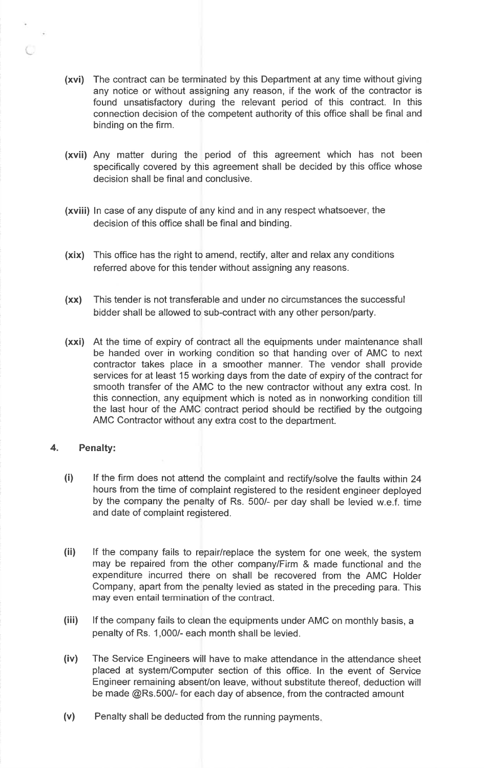**(xvi)** The contract can be terminated by this Department at any time without giving any notice or without assigning any reason, if the work of the contractor is found unsatisfactory during the relevant period of this contract. In this connection decision of the competent authority of this office shall be final and binding on the firm.

**(xvii)** Any matter during the period of this agreement which has not been specifically covered by this agreement shall be decided by this office whose decision shall be final and conclusive.

**(xviii)** In case of any dispute of any kind and in any respect whatsoever, the decision of this office shall be final and binding.

**(xix)** This office has the right to amend, rectify, alter and relax any conditions referred above for this tender without assigning any reasons.

**(xx)** This tender is not transferable and under no circumstances the successful bidder shall be allowed to sub-contract with any other person/party.

**(xxi)** At the time of expiry of contract all the equipments under maintenance shall be handed over in working condition so that handing over of AMC to next contractor takes place in a smoother manner. The vendor shall provide services for at least 15 working days from the date of expiry of the contract for smooth transfer of the AMC to the new contractor without any extra cost. In this connection, any equipment which is noted as in nonworking condition till the last hour of the AMC contract period should be rectified by the outgoing AMC Contractor without any extra cost to the department.

**4. Penalty:**

**(i)** If the firm does not attend the complaint and rectify/solve the faults within 24 hours from the time of complaint registered to the resident engineer deployed by the company the penalty of Rs. 500/- per day shall be levied w.e.f. time and date of complaint registered.

**(ii)** If the company fails to repair/replace the system for one week, the system may be repaired from the other company/Firm & made functional and the expenditure incurred there on shall be recovered from the AMC Holder Company, apart from the penalty levied as stated in the preceding para. This may even entail termination of the contract.

**(iii)** If the company fails to clean the equipments under AMC on monthly basis, a penalty of Rs. 1,000/- each month shall be levied.

**(iv)** The Service Engineers will have to make attendance in the attendance sheet placed at system/Computer section of this office. In the event of Service Engineer remaining absent/on leave, without substitute thereof, deduction will be made @Rs.500/- for each day of absence, from the contracted amount

**(v)** Penalty shall be deducted from the running payments.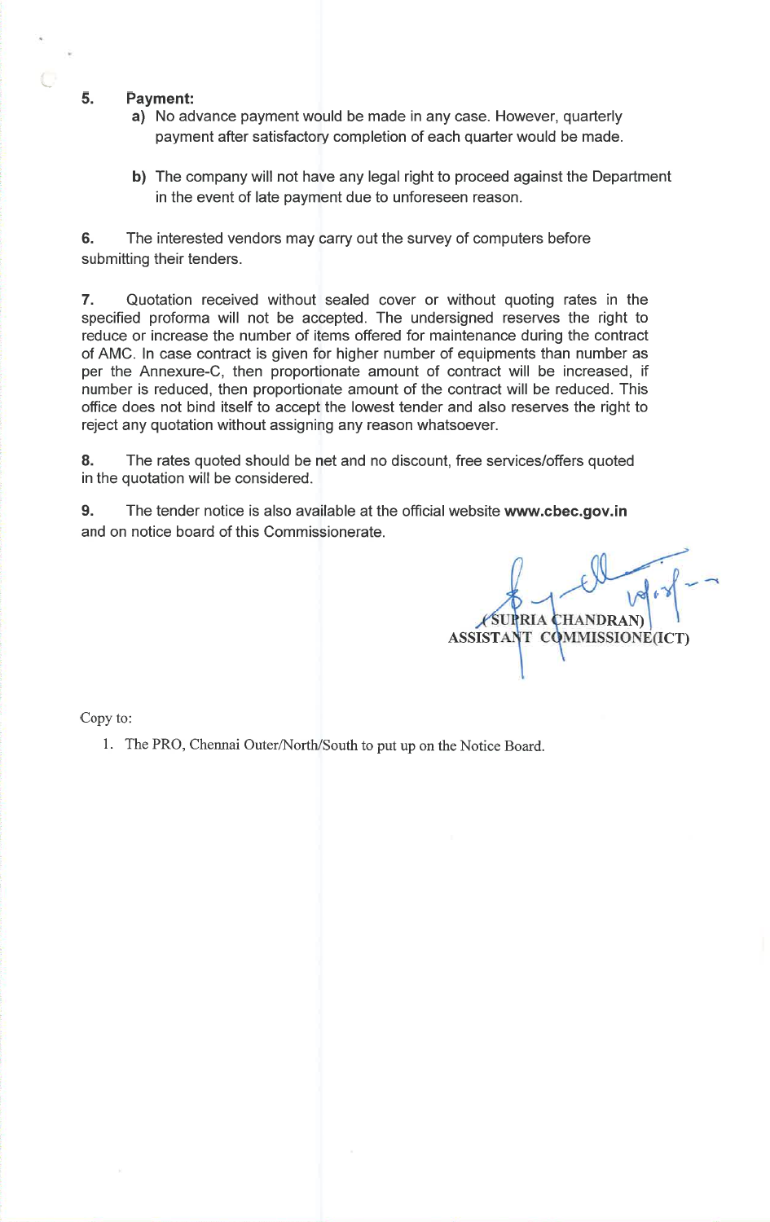5. **Payment:**

   **a)** No advance payment would be made in any case. However, quarterly payment after satisfactory completion of each quarter would be made.

   **b)** The company will not have any legal right to proceed against the Department in the event of late payment due to unforeseen reason.

6. The interested vendors may carry out the survey of computers before submitting their tenders.

7. Quotation received without sealed cover or without quoting rates in the specified proforma will not be accepted. The undersigned reserves the right to reduce or increase the number of items offered for maintenance during the contract of AMC. In case contract is given for higher number of equipments than number as per the Annexure-C, then proportionate amount of contract will be increased, if number is reduced, then proportionate amount of the contract will be reduced. This office does not bind itself to accept the lowest tender and also reserves the right to reject any quotation without assigning any reason whatsoever.

8. The rates quoted should be net and no discount, free services/offers quoted in the quotation will be considered.

9. The tender notice is also available at the official website **www.cbec.gov.in** and on notice board of this Commissionerate.

(SUPRIA CHANDRAN)
ASSISTANT COMMISSIONE(ICT)

Copy to:

1. The PRO, Chennai Outer/North/South to put up on the Notice Board.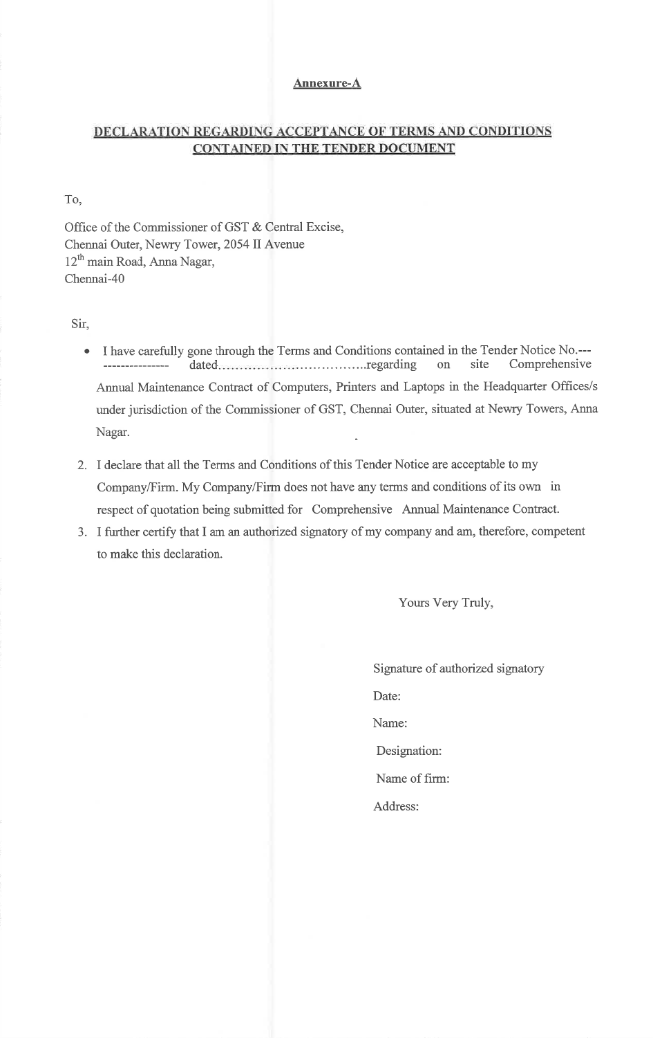**Annexure-A**

**DECLARATION REGARDING ACCEPTANCE OF TERMS AND CONDITIONS CONTAINED IN THE TENDER DOCUMENT**

To,

Office of the Commissioner of GST & Central Excise,
Chennai Outer, Newry Tower, 2054 II Avenue
12th main Road, Anna Nagar,
Chennai-40

Sir,

- I have carefully gone through the Terms and Conditions contained in the Tender Notice No.-----------------  dated..................................regarding on site Comprehensive Annual Maintenance Contract of Computers, Printers and Laptops in the Headquarter Offices/s under jurisdiction of the Commissioner of GST, Chennai Outer, situated at Newry Towers, Anna Nagar.

2. I declare that all the Terms and Conditions of this Tender Notice are acceptable to my Company/Firm. My Company/Firm does not have any terms and conditions of its own in respect of quotation being submitted for Comprehensive Annual Maintenance Contract.
3. I further certify that I am an authorized signatory of my company and am, therefore, competent to make this declaration.

Yours Very Truly,

Signature of authorized signatory

Date:

Name:

Designation:

Name of firm:

Address: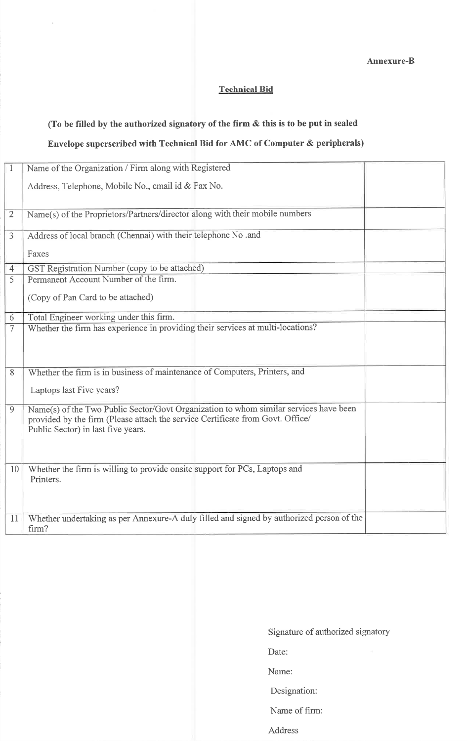**Annexure-B**

## Technical Bid

**(To be filled by the authorized signatory of the firm & this is to be put in sealed Envelope superscribed with Technical Bid for AMC of Computer & peripherals)**

| | | |
|---|---|---|
| 1 | Name of the Organization / Firm along with Registered Address, Telephone, Mobile No., email id & Fax No. | |
| 2 | Name(s) of the Proprietors/Partners/director along with their mobile numbers | |
| 3 | Address of local branch (Chennai) with their telephone No .and Faxes | |
| 4 | GST Registration Number (copy to be attached) | |
| 5 | Permanent Account Number of the firm. (Copy of Pan Card to be attached) | |
| 6 | Total Engineer working under this firm. | |
| 7 | Whether the firm has experience in providing their services at multi-locations? | |
| 8 | Whether the firm is in business of maintenance of Computers, Printers, and Laptops last Five years? | |
| 9 | Name(s) of the Two Public Sector/Govt Organization to whom similar services have been provided by the firm (Please attach the service Certificate from Govt. Office/ Public Sector) in last five years. | |
| 10 | Whether the firm is willing to provide onsite support for PCs, Laptops and Printers. | |
| 11 | Whether undertaking as per Annexure-A duly filled and signed by authorized person of the firm? | |

Signature of authorized signatory

Date:

Name:

Designation:

Name of firm:

Address